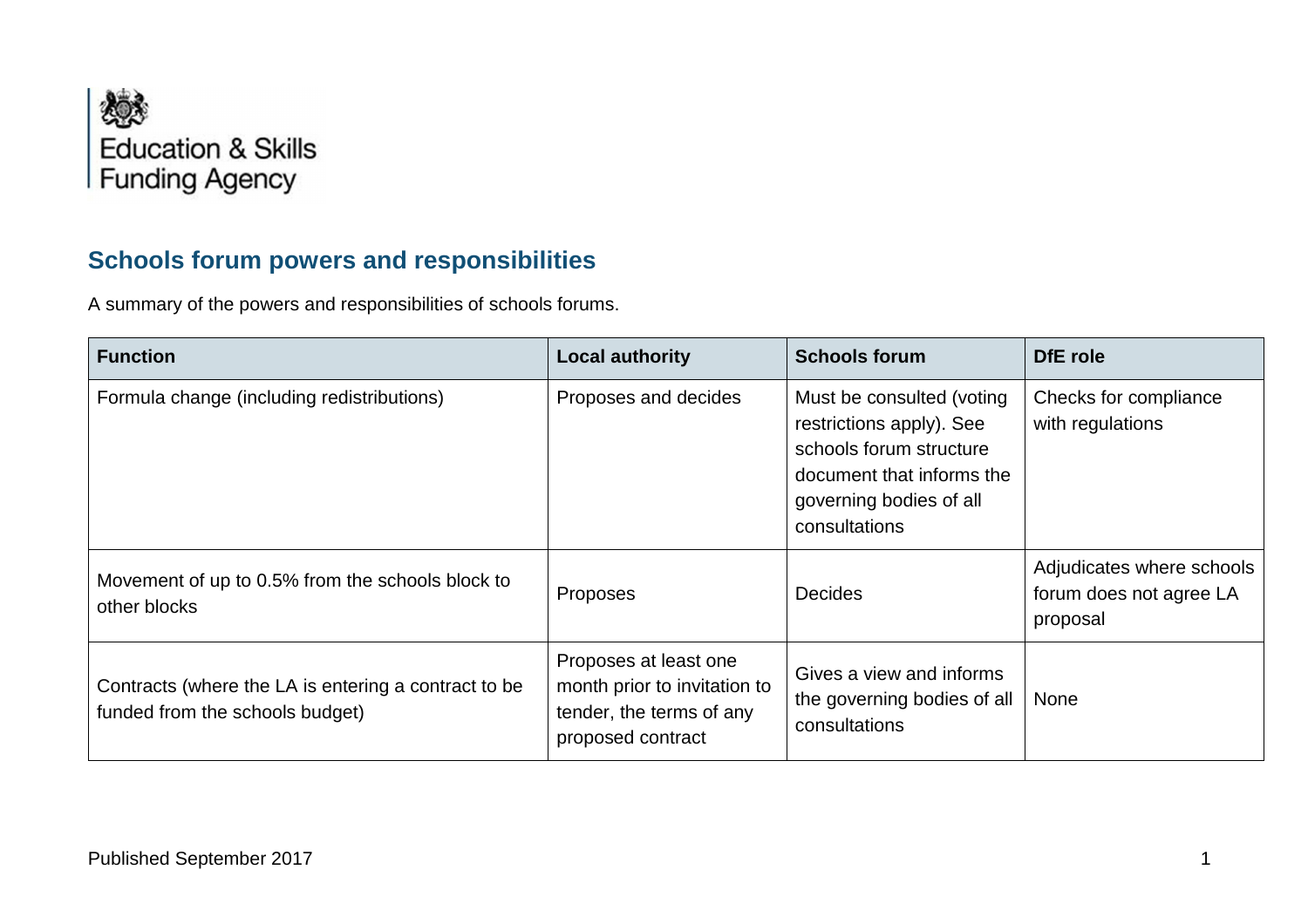Education & Skills Funding Agency

## Schools forum powers and responsibilities

A summary of the powers and responsibilities of schools forums.

| Function | Local authority | Schools forum | DfE role |
|---|---|---|---|
| Formula change (including redistributions) | Proposes and decides | Must be consulted (voting restrictions apply). See schools forum structure document that informs the governing bodies of all consultations | Checks for compliance with regulations |
| Movement of up to 0.5% from the schools block to other blocks | Proposes | Decides | Adjudicates where schools forum does not agree LA proposal |
| Contracts (where the LA is entering a contract to be funded from the schools budget) | Proposes at least one month prior to invitation to tender, the terms of any proposed contract | Gives a view and informs the governing bodies of all consultations | None |

Published September 2017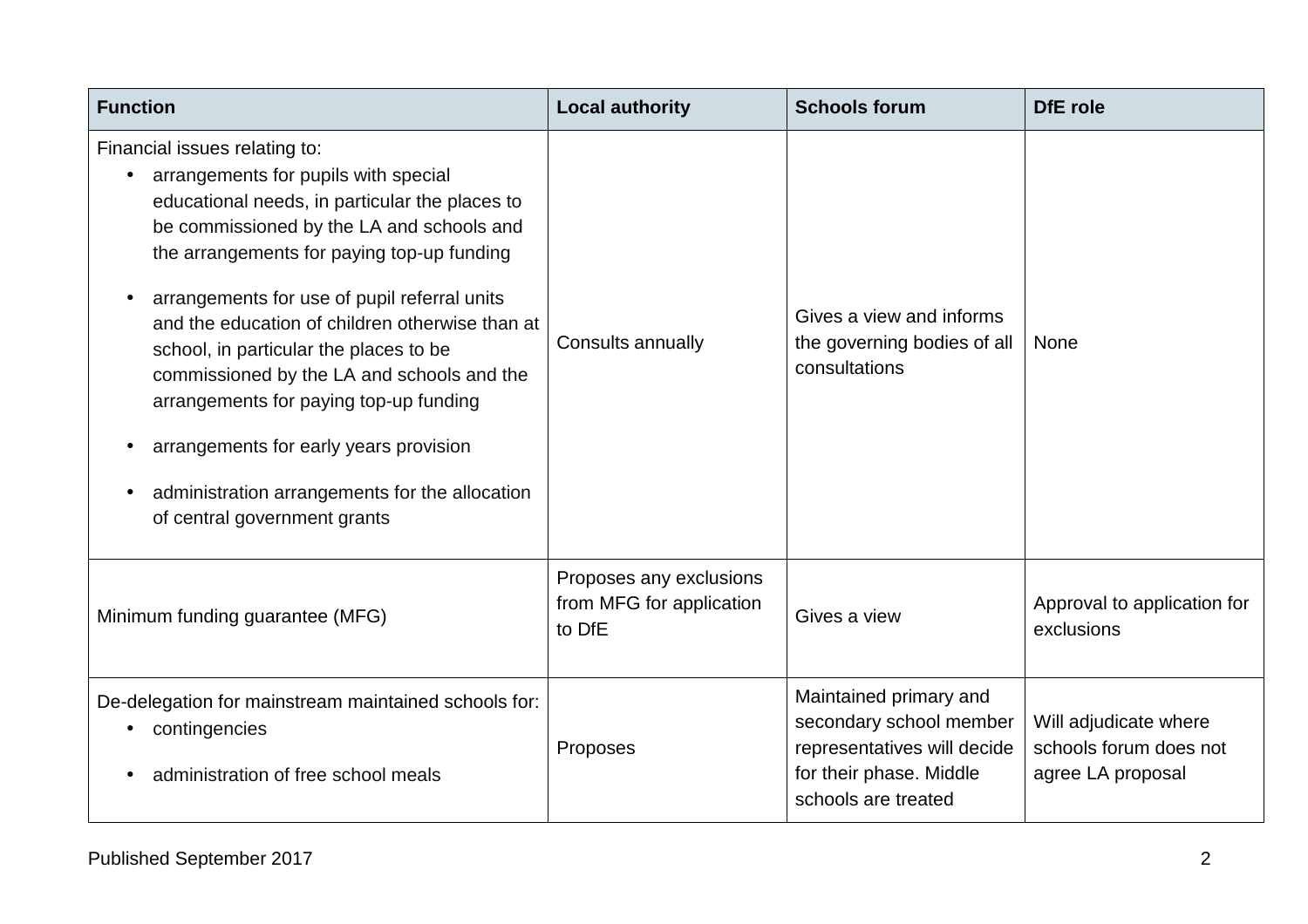| Function | Local authority | Schools forum | DfE role |
|---|---|---|---|
| Financial issues relating to:<br>• arrangements for pupils with special educational needs, in particular the places to be commissioned by the LA and schools and the arrangements for paying top-up funding<br>• arrangements for use of pupil referral units and the education of children otherwise than at school, in particular the places to be commissioned by the LA and schools and the arrangements for paying top-up funding<br>• arrangements for early years provision<br>• administration arrangements for the allocation of central government grants | Consults annually | Gives a view and informs the governing bodies of all consultations | None |
| Minimum funding guarantee (MFG) | Proposes any exclusions from MFG for application to DfE | Gives a view | Approval to application for exclusions |
| De-delegation for mainstream maintained schools for:<br>• contingencies<br>• administration of free school meals | Proposes | Maintained primary and secondary school member representatives will decide for their phase. Middle schools are treated | Will adjudicate where schools forum does not agree LA proposal |

Published September 2017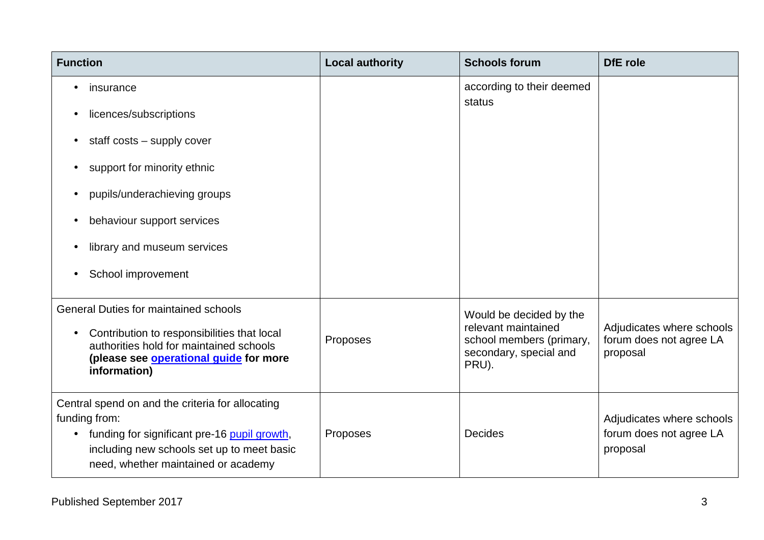| Function | Local authority | Schools forum | DfE role |
| --- | --- | --- | --- |
| • insurance<br>• licences/subscriptions<br>• staff costs – supply cover<br>• support for minority ethnic<br>• pupils/underachieving groups<br>• behaviour support services<br>• library and museum services<br>• School improvement | | according to their deemed status | |
| General Duties for maintained schools<br>• Contribution to responsibilities that local authorities hold for maintained schools **(please see operational guide for more information)** | Proposes | Would be decided by the relevant maintained school members (primary, secondary, special and PRU). | Adjudicates where schools forum does not agree LA proposal |
| Central spend on and the criteria for allocating funding from:<br>• funding for significant pre-16 pupil growth, including new schools set up to meet basic need, whether maintained or academy | Proposes | Decides | Adjudicates where schools forum does not agree LA proposal |

Published September 2017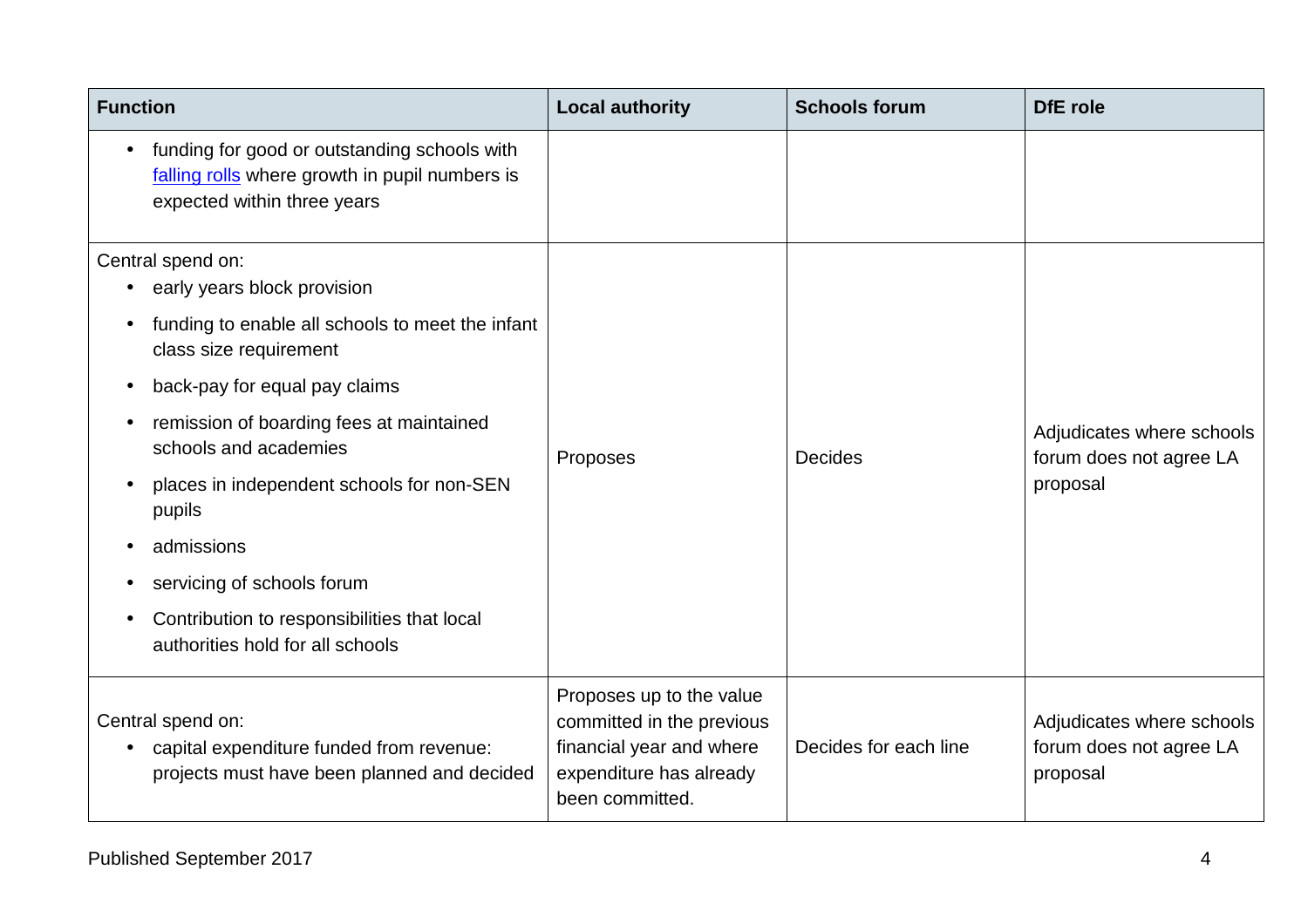| Function | Local authority | Schools forum | DfE role |
|---|---|---|---|
| • funding for good or outstanding schools with [falling rolls]() where growth in pupil numbers is expected within three years | | | |
| Central spend on:<br>• early years block provision<br>• funding to enable all schools to meet the infant class size requirement<br>• back-pay for equal pay claims<br>• remission of boarding fees at maintained schools and academies<br>• places in independent schools for non-SEN pupils<br>• admissions<br>• servicing of schools forum<br>• Contribution to responsibilities that local authorities hold for all schools | Proposes | Decides | Adjudicates where schools forum does not agree LA proposal |
| Central spend on:<br>• capital expenditure funded from revenue: projects must have been planned and decided | Proposes up to the value committed in the previous financial year and where expenditure has already been committed. | Decides for each line | Adjudicates where schools forum does not agree LA proposal |

Published September 2017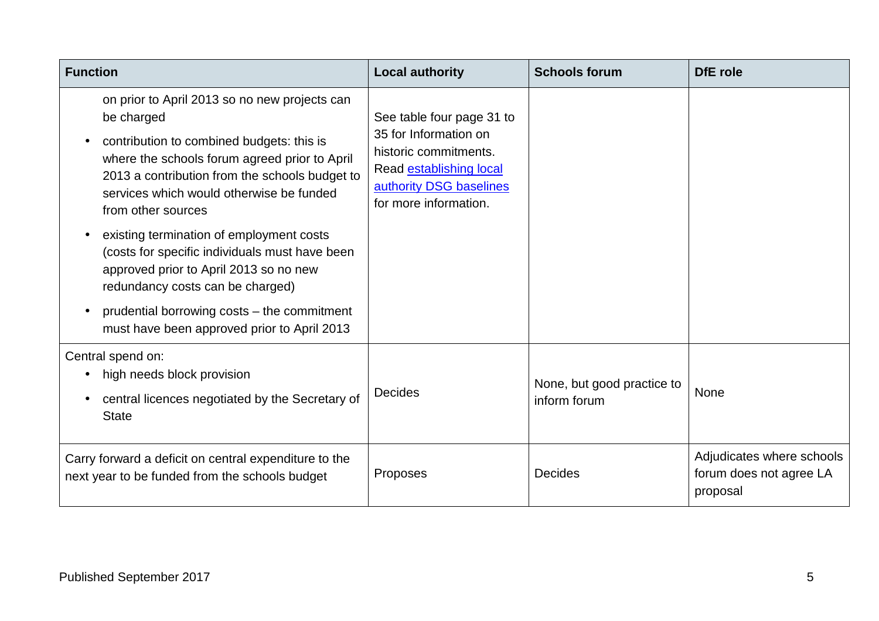| Function | Local authority | Schools forum | DfE role |
|---|---|---|---|
| on prior to April 2013 so no new projects can be charged<br>• contribution to combined budgets: this is where the schools forum agreed prior to April 2013 a contribution from the schools budget to services which would otherwise be funded from other sources<br>• existing termination of employment costs (costs for specific individuals must have been approved prior to April 2013 so no new redundancy costs can be charged)<br>• prudential borrowing costs – the commitment must have been approved prior to April 2013 | See table four page 31 to 35 for Information on historic commitments. Read [establishing local authority DSG baselines]() for more information. | | |
| Central spend on:<br>• high needs block provision<br>• central licences negotiated by the Secretary of State | Decides | None, but good practice to inform forum | None |
| Carry forward a deficit on central expenditure to the next year to be funded from the schools budget | Proposes | Decides | Adjudicates where schools forum does not agree LA proposal |

Published September 2017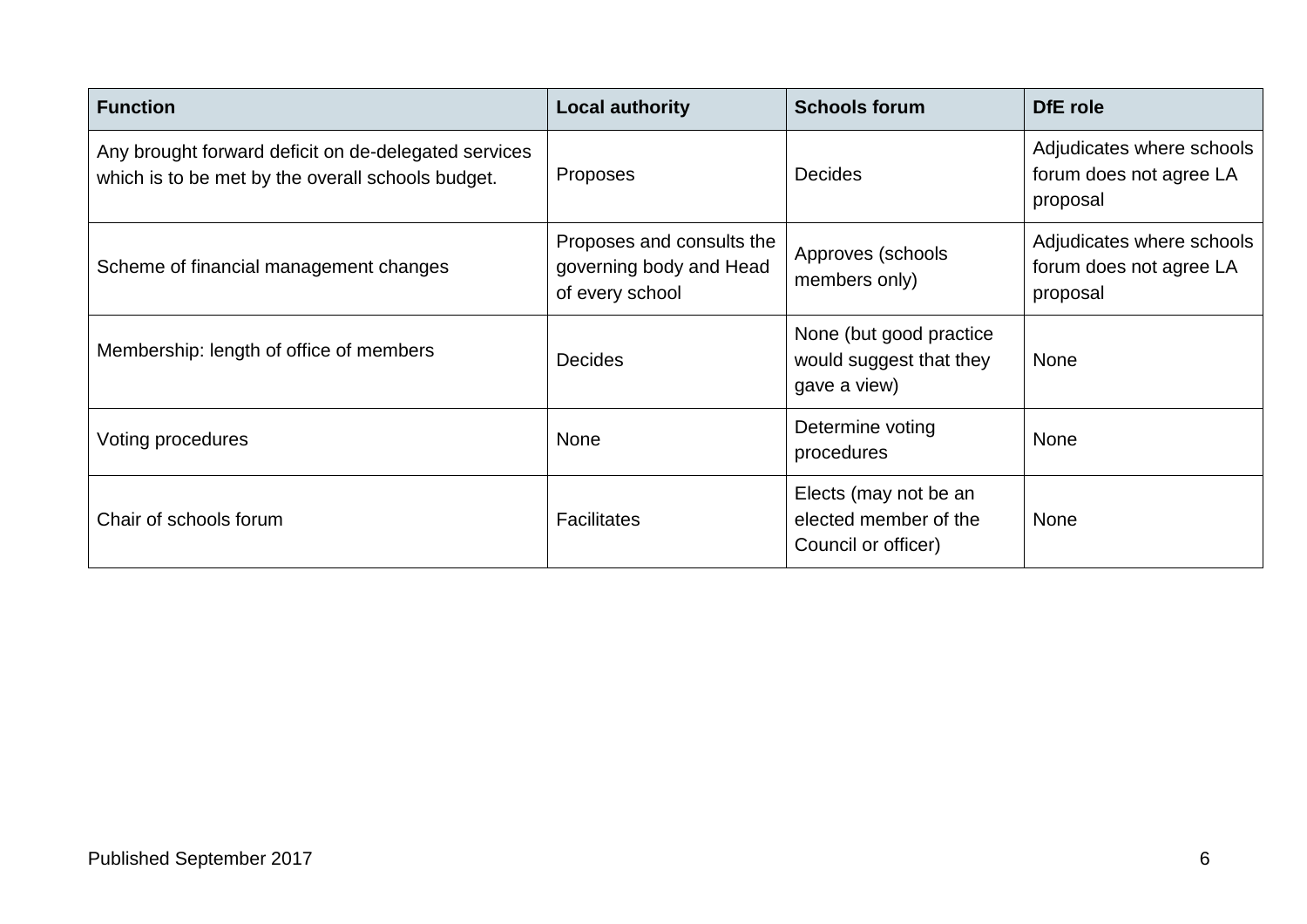| Function | Local authority | Schools forum | DfE role |
|---|---|---|---|
| Any brought forward deficit on de-delegated services which is to be met by the overall schools budget. | Proposes | Decides | Adjudicates where schools forum does not agree LA proposal |
| Scheme of financial management changes | Proposes and consults the governing body and Head of every school | Approves (schools members only) | Adjudicates where schools forum does not agree LA proposal |
| Membership: length of office of members | Decides | None (but good practice would suggest that they gave a view) | None |
| Voting procedures | None | Determine voting procedures | None |
| Chair of schools forum | Facilitates | Elects (may not be an elected member of the Council or officer) | None |

Published September 2017